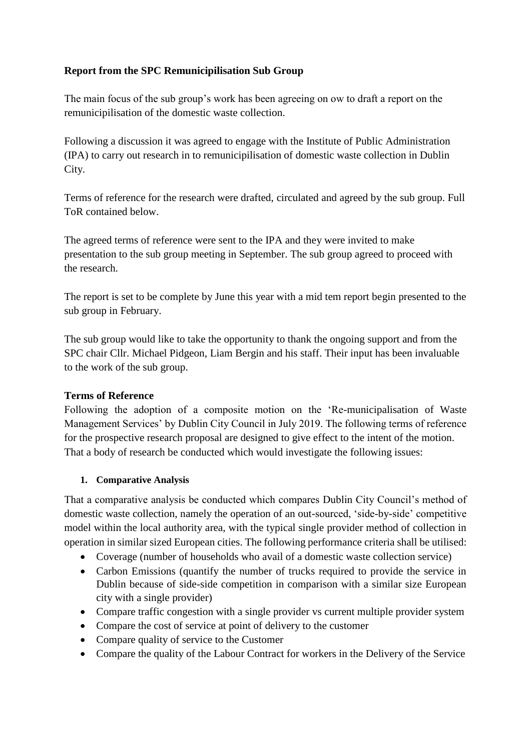**Report from the SPC Remunicipilisation Sub Group**

The main focus of the sub group's work has been agreeing on ow to draft a report on the remunicipilisation of the domestic waste collection.

Following a discussion it was agreed to engage with the Institute of Public Administration (IPA) to carry out research in to remunicipilisation of domestic waste collection in Dublin City.

Terms of reference for the research were drafted, circulated and agreed by the sub group. Full ToR contained below.

The agreed terms of reference were sent to the IPA and they were invited to make presentation to the sub group meeting in September. The sub group agreed to proceed with the research.

The report is set to be complete by June this year with a mid tem report begin presented to the sub group in February.

The sub group would like to take the opportunity to thank the ongoing support and from the SPC chair Cllr. Michael Pidgeon, Liam Bergin and his staff. Their input has been invaluable to the work of the sub group.

**Terms of Reference**

Following the adoption of a composite motion on the 'Re-municipalisation of Waste Management Services' by Dublin City Council in July 2019. The following terms of reference for the prospective research proposal are designed to give effect to the intent of the motion. That a body of research be conducted which would investigate the following issues:

1. **Comparative Analysis**

That a comparative analysis be conducted which compares Dublin City Council's method of domestic waste collection, namely the operation of an out-sourced, 'side-by-side' competitive model within the local authority area, with the typical single provider method of collection in operation in similar sized European cities. The following performance criteria shall be utilised:

- Coverage (number of households who avail of a domestic waste collection service)
- Carbon Emissions (quantify the number of trucks required to provide the service in Dublin because of side-side competition in comparison with a similar size European city with a single provider)
- Compare traffic congestion with a single provider vs current multiple provider system
- Compare the cost of service at point of delivery to the customer
- Compare quality of service to the Customer
- Compare the quality of the Labour Contract for workers in the Delivery of the Service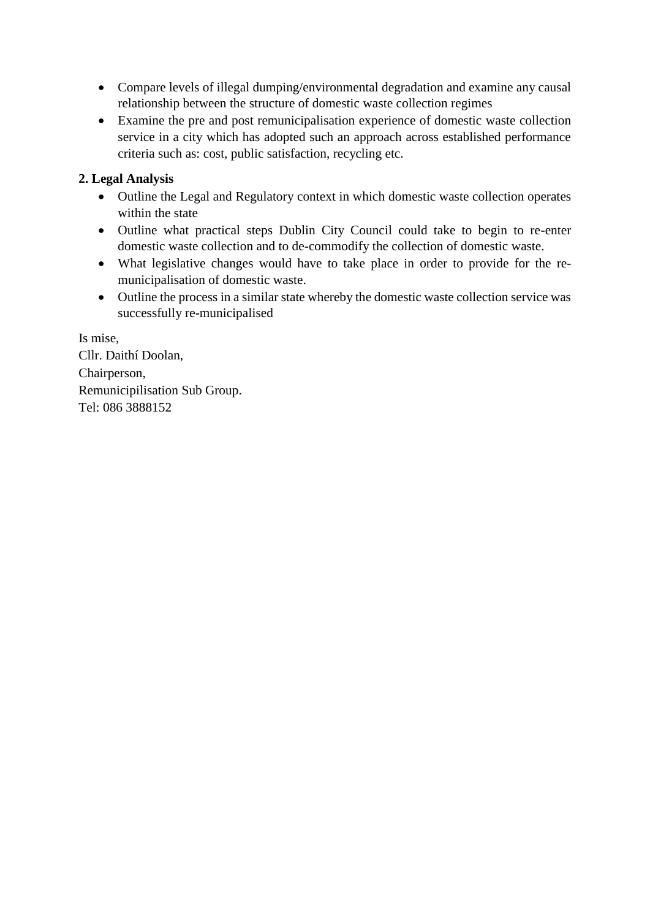- Compare levels of illegal dumping/environmental degradation and examine any causal relationship between the structure of domestic waste collection regimes
- Examine the pre and post remunicipalisation experience of domestic waste collection service in a city which has adopted such an approach across established performance criteria such as: cost, public satisfaction, recycling etc.

**2. Legal Analysis**

- Outline the Legal and Regulatory context in which domestic waste collection operates within the state
- Outline what practical steps Dublin City Council could take to begin to re-enter domestic waste collection and to de-commodify the collection of domestic waste.
- What legislative changes would have to take place in order to provide for the re-municipalisation of domestic waste.
- Outline the process in a similar state whereby the domestic waste collection service was successfully re-municipalised

Is mise,
Cllr. Daithí Doolan,
Chairperson,
Remunicipilisation Sub Group.
Tel: 086 3888152